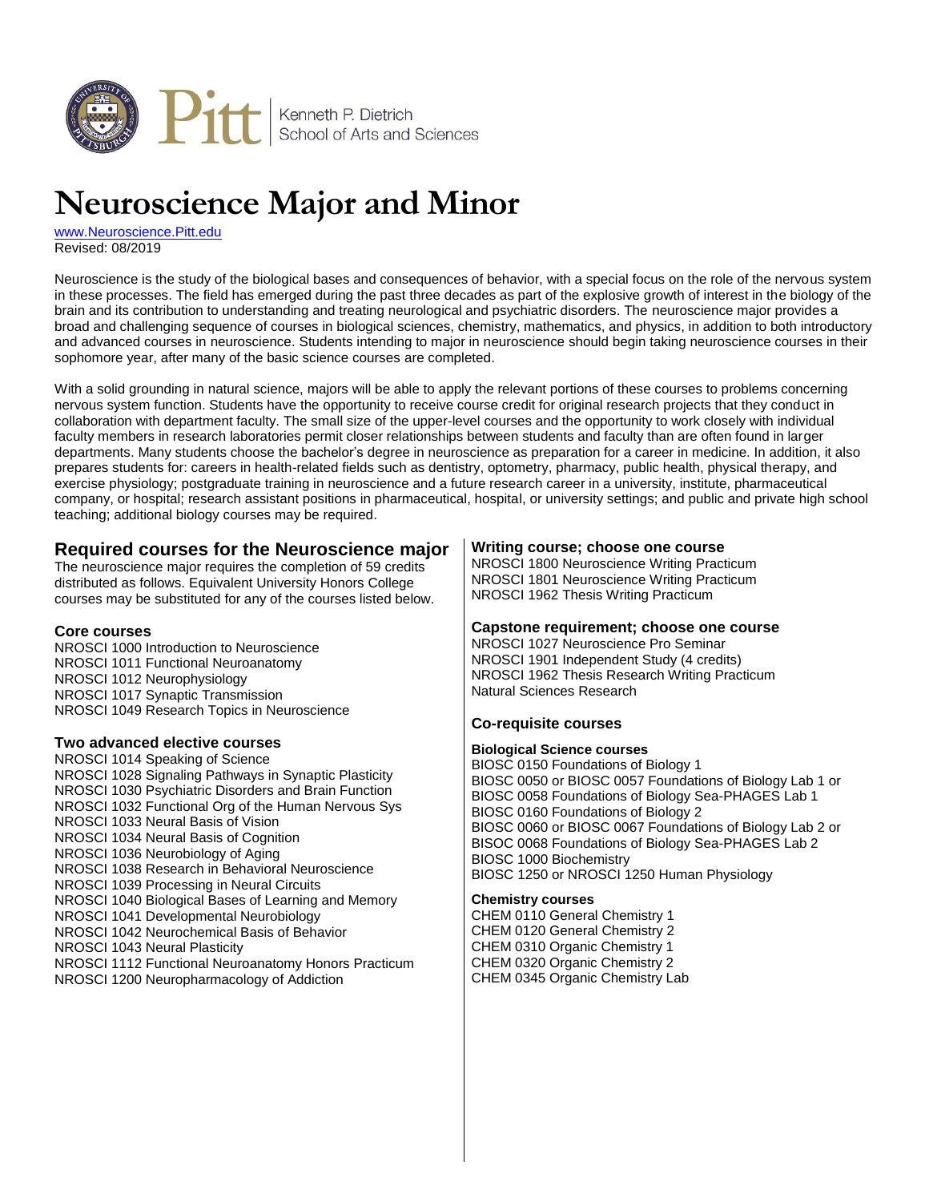Kenneth P. Dietrich School of Arts and Sciences

# Neuroscience Major and Minor

www.Neuroscience.Pitt.edu
Revised: 08/2019

Neuroscience is the study of the biological bases and consequences of behavior, with a special focus on the role of the nervous system in these processes. The field has emerged during the past three decades as part of the explosive growth of interest in the biology of the brain and its contribution to understanding and treating neurological and psychiatric disorders. The neuroscience major provides a broad and challenging sequence of courses in biological sciences, chemistry, mathematics, and physics, in addition to both introductory and advanced courses in neuroscience. Students intending to major in neuroscience should begin taking neuroscience courses in their sophomore year, after many of the basic science courses are completed.

With a solid grounding in natural science, majors will be able to apply the relevant portions of these courses to problems concerning nervous system function. Students have the opportunity to receive course credit for original research projects that they conduct in collaboration with department faculty. The small size of the upper-level courses and the opportunity to work closely with individual faculty members in research laboratories permit closer relationships between students and faculty than are often found in larger departments. Many students choose the bachelor's degree in neuroscience as preparation for a career in medicine. In addition, it also prepares students for: careers in health-related fields such as dentistry, optometry, pharmacy, public health, physical therapy, and exercise physiology; postgraduate training in neuroscience and a future research career in a university, institute, pharmaceutical company, or hospital; research assistant positions in pharmaceutical, hospital, or university settings; and public and private high school teaching; additional biology courses may be required.

## Required courses for the Neuroscience major

The neuroscience major requires the completion of 59 credits distributed as follows. Equivalent University Honors College courses may be substituted for any of the courses listed below.

### Core courses

NROSCI 1000 Introduction to Neuroscience
NROSCI 1011 Functional Neuroanatomy
NROSCI 1012 Neurophysiology
NROSCI 1017 Synaptic Transmission
NROSCI 1049 Research Topics in Neuroscience

### Two advanced elective courses

NROSCI 1014 Speaking of Science
NROSCI 1028 Signaling Pathways in Synaptic Plasticity
NROSCI 1030 Psychiatric Disorders and Brain Function
NROSCI 1032 Functional Org of the Human Nervous Sys
NROSCI 1033 Neural Basis of Vision
NROSCI 1034 Neural Basis of Cognition
NROSCI 1036 Neurobiology of Aging
NROSCI 1038 Research in Behavioral Neuroscience
NROSCI 1039 Processing in Neural Circuits
NROSCI 1040 Biological Bases of Learning and Memory
NROSCI 1041 Developmental Neurobiology
NROSCI 1042 Neurochemical Basis of Behavior
NROSCI 1043 Neural Plasticity
NROSCI 1112 Functional Neuroanatomy Honors Practicum
NROSCI 1200 Neuropharmacology of Addiction

### Writing course; choose one course

NROSCI 1800 Neuroscience Writing Practicum
NROSCI 1801 Neuroscience Writing Practicum
NROSCI 1962 Thesis Writing Practicum

### Capstone requirement; choose one course

NROSCI 1027 Neuroscience Pro Seminar
NROSCI 1901 Independent Study (4 credits)
NROSCI 1962 Thesis Research Writing Practicum
Natural Sciences Research

### Co-requisite courses

#### Biological Science courses

BIOSC 0150 Foundations of Biology 1
BIOSC 0050 or BIOSC 0057 Foundations of Biology Lab 1 or BIOSC 0058 Foundations of Biology Sea-PHAGES Lab 1
BIOSC 0160 Foundations of Biology 2
BIOSC 0060 or BIOSC 0067 Foundations of Biology Lab 2 or BISOC 0068 Foundations of Biology Sea-PHAGES Lab 2
BIOSC 1000 Biochemistry
BIOSC 1250 or NROSCI 1250 Human Physiology

#### Chemistry courses

CHEM 0110 General Chemistry 1
CHEM 0120 General Chemistry 2
CHEM 0310 Organic Chemistry 1
CHEM 0320 Organic Chemistry 2
CHEM 0345 Organic Chemistry Lab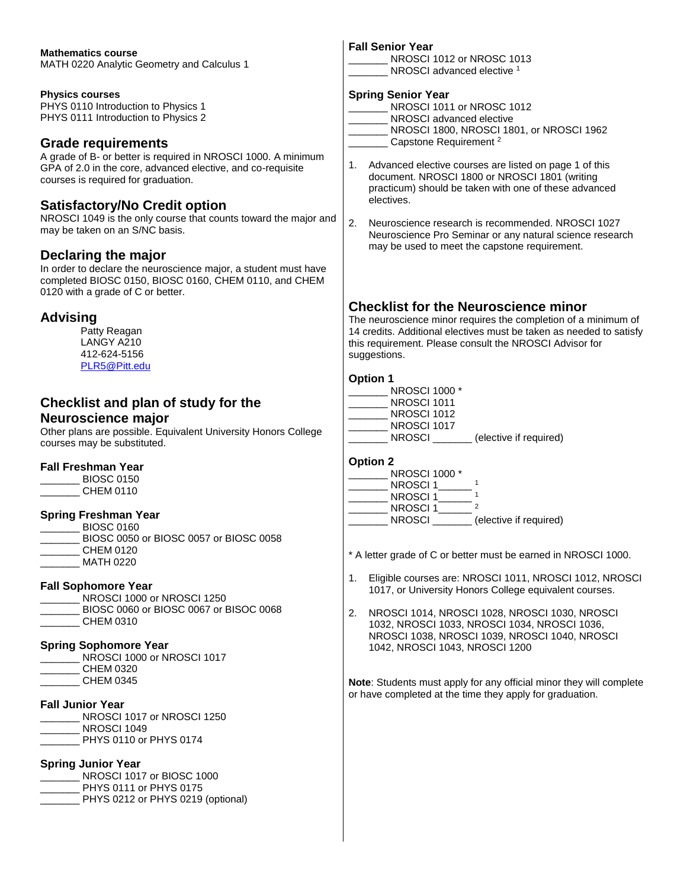**Mathematics course**
MATH 0220 Analytic Geometry and Calculus 1

**Physics courses**
PHYS 0110 Introduction to Physics 1
PHYS 0111 Introduction to Physics 2

## Grade requirements

A grade of B- or better is required in NROSCI 1000. A minimum GPA of 2.0 in the core, advanced elective, and co-requisite courses is required for graduation.

## Satisfactory/No Credit option

NROSCI 1049 is the only course that counts toward the major and may be taken on an S/NC basis.

## Declaring the major

In order to declare the neuroscience major, a student must have completed BIOSC 0150, BIOSC 0160, CHEM 0110, and CHEM 0120 with a grade of C or better.

## Advising

Patty Reagan
LANGY A210
412-624-5156
PLR5@Pitt.edu

## Checklist and plan of study for the Neuroscience major

Other plans are possible. Equivalent University Honors College courses may be substituted.

### Fall Freshman Year

_______ BIOSC 0150
_______ CHEM 0110

### Spring Freshman Year

_______ BIOSC 0160
_______ BIOSC 0050 or BIOSC 0057 or BIOSC 0058
_______ CHEM 0120
_______ MATH 0220

### Fall Sophomore Year

_______ NROSCI 1000 or NROSCI 1250
_______ BIOSC 0060 or BIOSC 0067 or BISOC 0068
_______ CHEM 0310

### Spring Sophomore Year

_______ NROSCI 1000 or NROSCI 1017
_______ CHEM 0320
_______ CHEM 0345

### Fall Junior Year

_______ NROSCI 1017 or NROSCI 1250
_______ NROSCI 1049
_______ PHYS 0110 or PHYS 0174

### Spring Junior Year

_______ NROSCI 1017 or BIOSC 1000
_______ PHYS 0111 or PHYS 0175
_______ PHYS 0212 or PHYS 0219 (optional)

### Fall Senior Year

_______ NROSCI 1012 or NROSC 1013
_______ NROSCI advanced elective [1]

### Spring Senior Year

_______ NROSCI 1011 or NROSC 1012
_______ NROSCI advanced elective
_______ NROSCI 1800, NROSCI 1801, or NROSCI 1962
_______ Capstone Requirement [2]

1. Advanced elective courses are listed on page 1 of this document. NROSCI 1800 or NROSCI 1801 (writing practicum) should be taken with one of these advanced electives.

2. Neuroscience research is recommended. NROSCI 1027 Neuroscience Pro Seminar or any natural science research may be used to meet the capstone requirement.

## Checklist for the Neuroscience minor

The neuroscience minor requires the completion of a minimum of 14 credits. Additional electives must be taken as needed to satisfy this requirement. Please consult the NROSCI Advisor for suggestions.

### Option 1

_______ NROSCI 1000 *
_______ NROSCI 1011
_______ NROSCI 1012
_______ NROSCI 1017
_______ NROSCI _______ (elective if required)

### Option 2

_______ NROSCI 1000 *
_______ NROSCI 1______ [1]
_______ NROSCI 1______ [1]
_______ NROSCI 1______ [2]
_______ NROSCI _______ (elective if required)

* A letter grade of C or better must be earned in NROSCI 1000.

1. Eligible courses are: NROSCI 1011, NROSCI 1012, NROSCI 1017, or University Honors College equivalent courses.

2. NROSCI 1014, NROSCI 1028, NROSCI 1030, NROSCI 1032, NROSCI 1033, NROSCI 1034, NROSCI 1036, NROSCI 1038, NROSCI 1039, NROSCI 1040, NROSCI 1042, NROSCI 1043, NROSCI 1200

**Note**: Students must apply for any official minor they will complete or have completed at the time they apply for graduation.